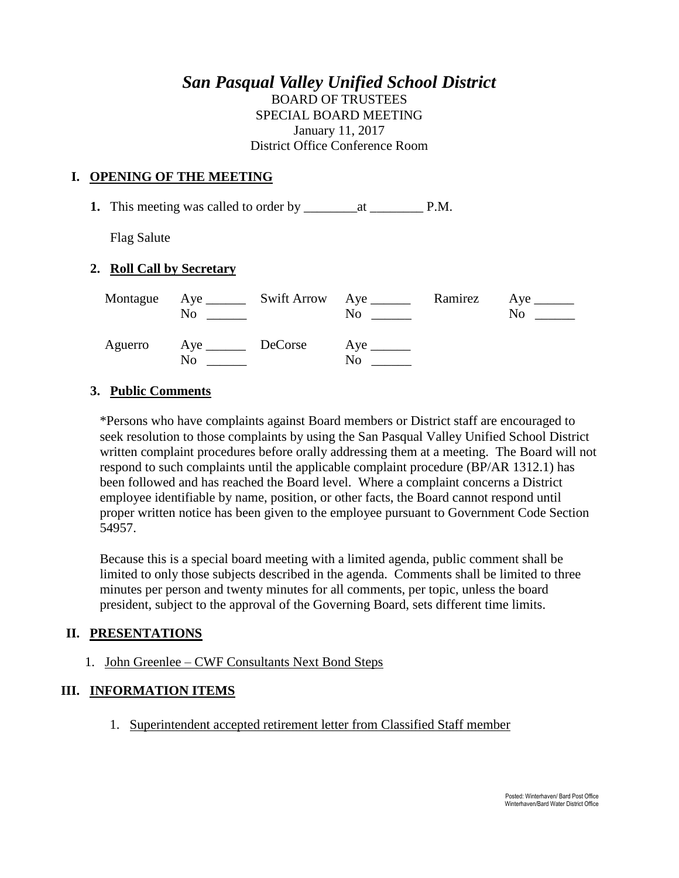# *San Pasqual Valley Unified School District*

BOARD OF TRUSTEES
SPECIAL BOARD MEETING
January 11, 2017
District Office Conference Room

## I. OPENING OF THE MEETING

**1.** This meeting was called to order by ________at ________ P.M.

Flag Salute

**2. Roll Call by Secretary**

| | | | | | |
|---|---|---|---|---|---|
| Montague | Aye ______ No ______ | Swift Arrow | Aye ______ No ______ | Ramirez | Aye ______ No ______ |
| Aguerro | Aye ______ No ______ | DeCorse | Aye ______ No ______ | | |

**3. Public Comments**

*Persons who have complaints against Board members or District staff are encouraged to seek resolution to those complaints by using the San Pasqual Valley Unified School District written complaint procedures before orally addressing them at a meeting. The Board will not respond to such complaints until the applicable complaint procedure (BP/AR 1312.1) has been followed and has reached the Board level. Where a complaint concerns a District employee identifiable by name, position, or other facts, the Board cannot respond until proper written notice has been given to the employee pursuant to Government Code Section 54957.

Because this is a special board meeting with a limited agenda, public comment shall be limited to only those subjects described in the agenda. Comments shall be limited to three minutes per person and twenty minutes for all comments, per topic, unless the board president, subject to the approval of the Governing Board, sets different time limits.

## II. PRESENTATIONS

1. John Greenlee – CWF Consultants Next Bond Steps

## III. INFORMATION ITEMS

1. Superintendent accepted retirement letter from Classified Staff member

Posted: Winterhaven/ Bard Post Office
Winterhaven/Bard Water District Office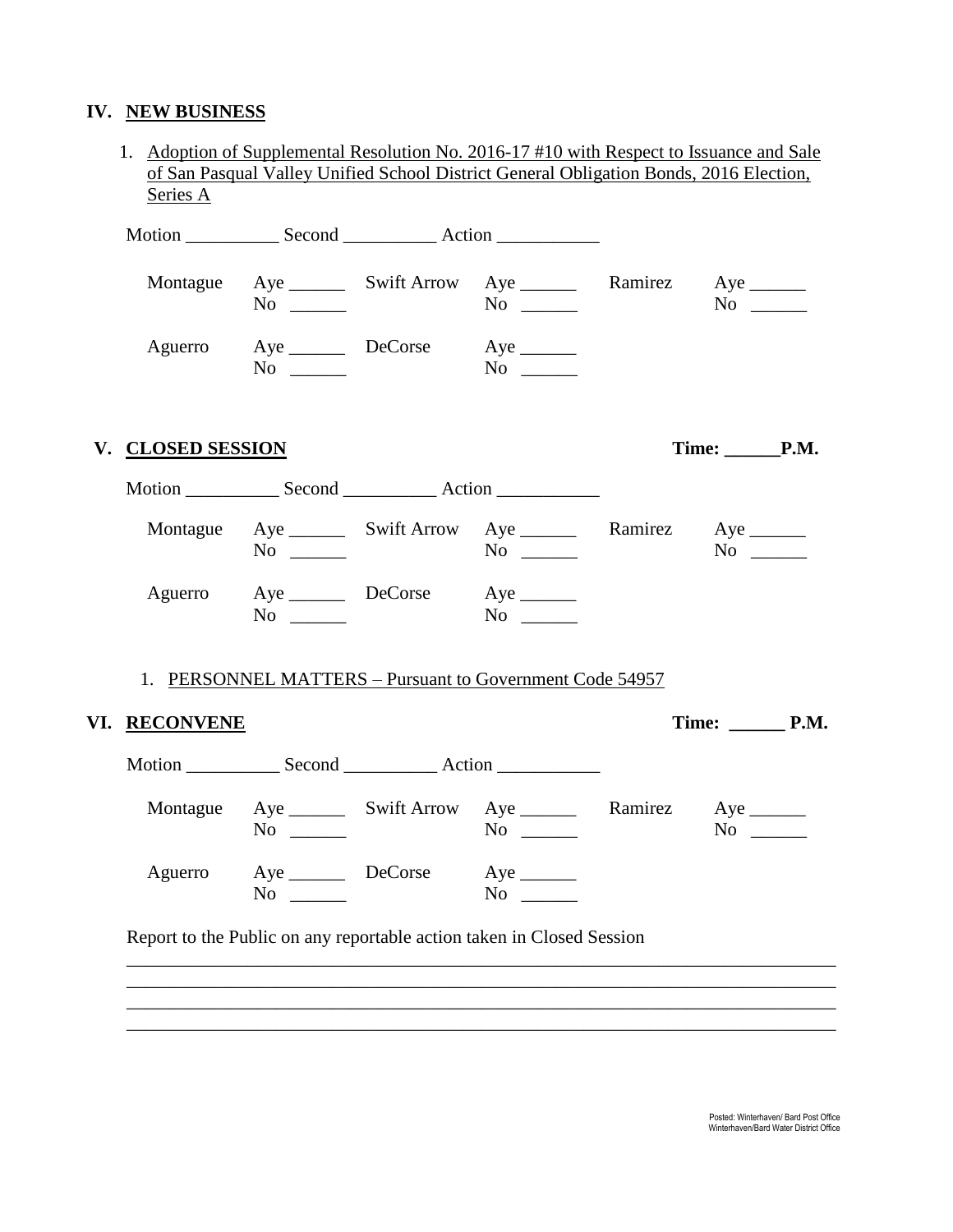## IV. NEW BUSINESS

1. Adoption of Supplemental Resolution No. 2016-17 #10 with Respect to Issuance and Sale of San Pasqual Valley Unified School District General Obligation Bonds, 2016 Election, Series A

Motion __________ Second __________ Action ___________

| | | | | | |
|---|---|---|---|---|---|
| Montague | Aye ______ No ______ | Swift Arrow | Aye ______ No ______ | Ramirez | Aye ______ No ______ |
| Aguerro | Aye ______ No ______ | DeCorse | Aye ______ No ______ | | |

## V. CLOSED SESSION

**Time: ______P.M.**

Motion __________ Second __________ Action ___________

| | | | | | |
|---|---|---|---|---|---|
| Montague | Aye ______ No ______ | Swift Arrow | Aye ______ No ______ | Ramirez | Aye ______ No ______ |
| Aguerro | Aye ______ No ______ | DeCorse | Aye ______ No ______ | | |

1. PERSONNEL MATTERS – Pursuant to Government Code 54957

## VI. RECONVENE

**Time: ______ P.M.**

Motion __________ Second __________ Action ___________

| | | | | | |
|---|---|---|---|---|---|
| Montague | Aye ______ No ______ | Swift Arrow | Aye ______ No ______ | Ramirez | Aye ______ No ______ |
| Aguerro | Aye ______ No ______ | DeCorse | Aye ______ No ______ | | |

Report to the Public on any reportable action taken in Closed Session

_____________________________________________________________________________
_____________________________________________________________________________
_____________________________________________________________________________
_____________________________________________________________________________

Posted: Winterhaven/ Bard Post Office
Winterhaven/Bard Water District Office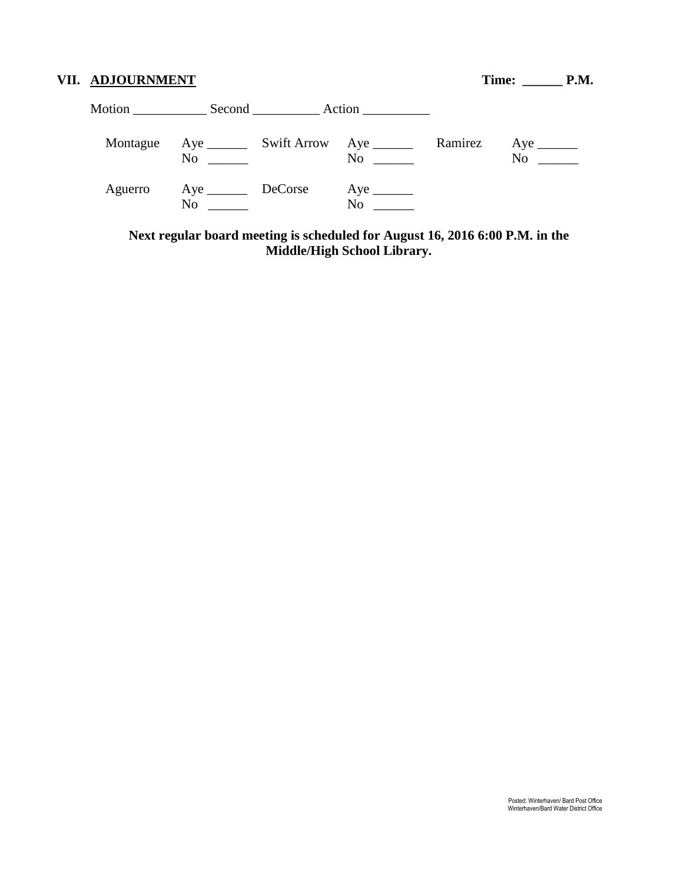**VII. ADJOURNMENT** **Time: ______ P.M.**

Motion ___________ Second __________ Action __________

| | | | | | |
|---|---|---|---|---|---|
| Montague | Aye ______ No ______ | Swift Arrow | Aye ______ No ______ | Ramirez | Aye ______ No ______ |
| Aguerro | Aye ______ No ______ | DeCorse | Aye ______ No ______ | | |

**Next regular board meeting is scheduled for August 16, 2016 6:00 P.M. in the Middle/High School Library.**

Posted: Winterhaven/ Bard Post Office
Winterhaven/Bard Water District Office